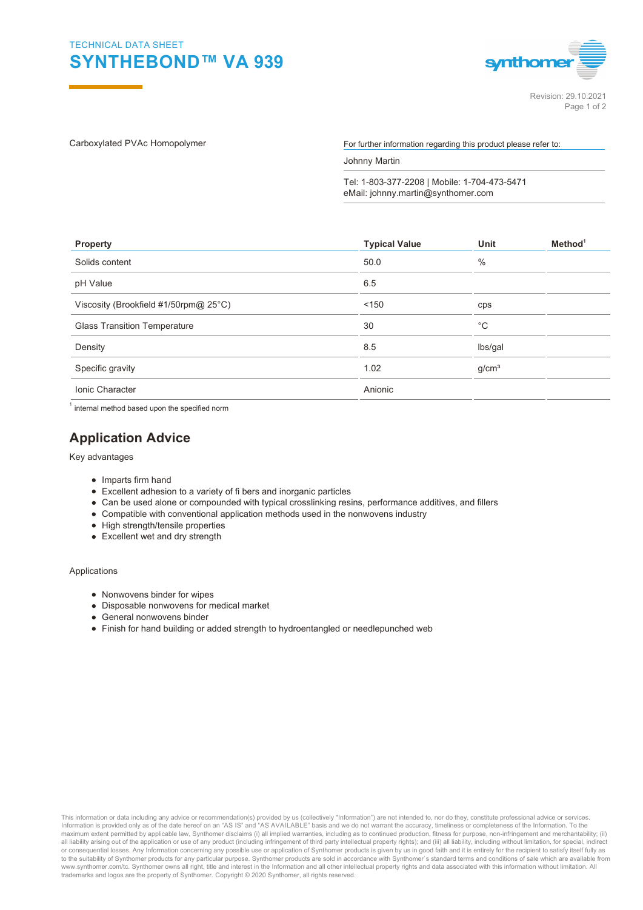TECHNICAL DATA SHEET

# SYNTHEBOND™ VA 939

Revision: 29.10.2021

Carboxylated PVAc Homopolymer

For further information regarding this product please refer to:

Johnny Martin

Tel: 1-803-377-2208 | Mobile: 1-704-473-5471
eMail: johnny.martin@synthomer.com

| Property | Typical Value | Unit | Method[1] |
|---|---|---|---|
| Solids content | 50.0 | % | |
| pH Value | 6.5 | | |
| Viscosity (Brookfield #1/50rpm@ 25°C) | <150 | cps | |
| Glass Transition Temperature | 30 | °C | |
| Density | 8.5 | lbs/gal | |
| Specific gravity | 1.02 | $g/cm^3$ | |
| Ionic Character | Anionic | | |

[1] internal method based upon the specified norm

## Application Advice

Key advantages

- Imparts firm hand
- Excellent adhesion to a variety of fi bers and inorganic particles
- Can be used alone or compounded with typical crosslinking resins, performance additives, and fillers
- Compatible with conventional application methods used in the nonwovens industry
- High strength/tensile properties
- Excellent wet and dry strength

Applications

- Nonwovens binder for wipes
- Disposable nonwovens for medical market
- General nonwovens binder
- Finish for hand building or added strength to hydroentangled or needlepunched web

This information or data including any advice or recommendation(s) provided by us (collectively "Information") are not intended to, nor do they, constitute professional advice or services. Information is provided only as of the date hereof on an "AS IS" and "AS AVAILABLE" basis and we do not warrant the accuracy, timeliness or completeness of the Information. To the maximum extent permitted by applicable law, Synthomer disclaims (i) all implied warranties, including as to continued production, fitness for purpose, non-infringement and merchantability; (ii) all liability arising out of the application or use of any product (including infringement of third party intellectual property rights); and (iii) all liability, including without limitation, for special, indirect or consequential losses. Any Information concerning any possible use or application of Synthomer products is given by us in good faith and it is entirely for the recipient to satisfy itself fully as to the suitability of Synthomer products for any particular purpose. Synthomer products are sold in accordance with Synthomer's standard terms and conditions of sale which are available from www.synthomer.com/tc. Synthomer owns all right, title and interest in the Information and all other intellectual property rights and data associated with this information without limitation. All trademarks and logos are the property of Synthomer. Copyright © 2020 Synthomer, all rights reserved.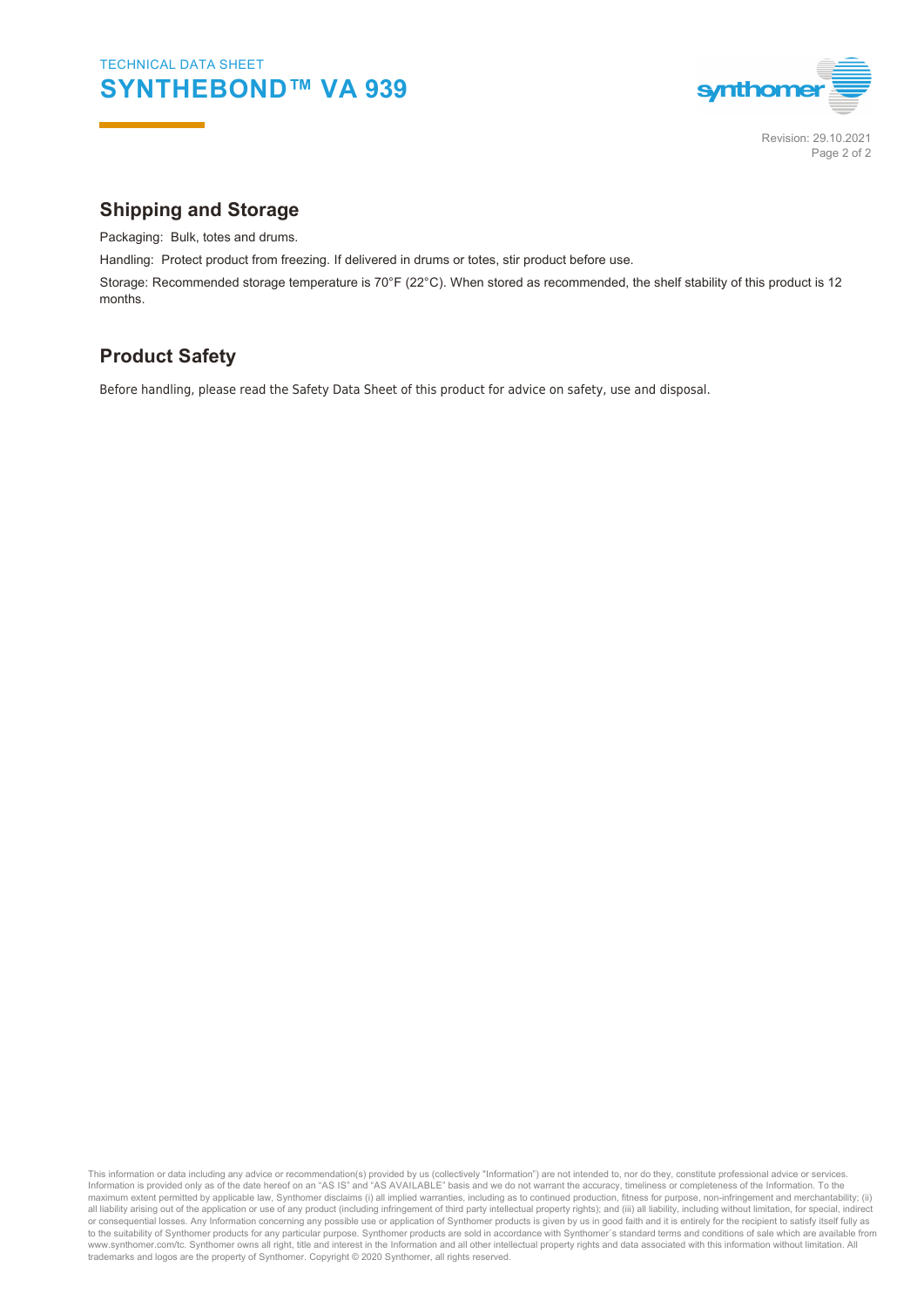## Shipping and Storage

Packaging: Bulk, totes and drums.

Handling: Protect product from freezing. If delivered in drums or totes, stir product before use.

Storage: Recommended storage temperature is 70°F (22°C). When stored as recommended, the shelf stability of this product is 12 months.

## Product Safety

Before handling, please read the Safety Data Sheet of this product for advice on safety, use and disposal.

This information or data including any advice or recommendation(s) provided by us (collectively "Information") are not intended to, nor do they, constitute professional advice or services. Information is provided only as of the date hereof on an "AS IS" and "AS AVAILABLE" basis and we do not warrant the accuracy, timeliness or completeness of the Information. To the maximum extent permitted by applicable law, Synthomer disclaims (i) all implied warranties, including as to continued production, fitness for purpose, non-infringement and merchantability; (ii) all liability arising out of the application or use of any product (including infringement of third party intellectual property rights); and (iii) all liability, including without limitation, for special, indirect or consequential losses. Any Information concerning any possible use or application of Synthomer products is given by us in good faith and it is entirely for the recipient to satisfy itself fully as to the suitability of Synthomer products for any particular purpose. Synthomer products are sold in accordance with Synthomer's standard terms and conditions of sale which are available from www.synthomer.com/tc. Synthomer owns all right, title and interest in the Information and all other intellectual property rights and data associated with this information without limitation. All trademarks and logos are the property of Synthomer. Copyright © 2020 Synthomer, all rights reserved.